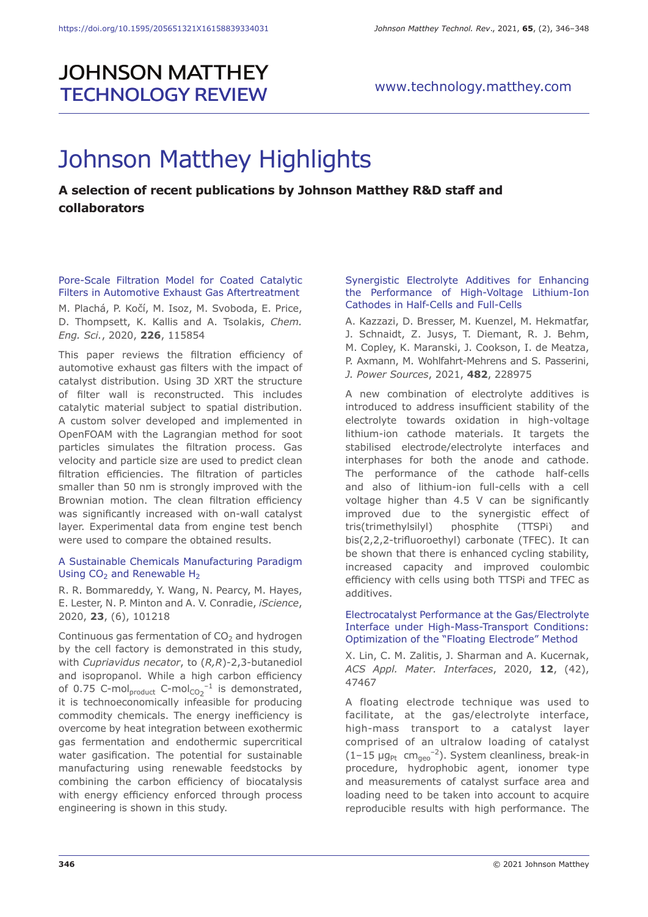# Johnson Matthey Highlights

**A selection of recent publications by Johnson Matthey R&D staff and collaborators**

### Pore-Scale Filtration Model for Coated Catalytic Filters in Automotive Exhaust Gas Aftertreatment

M. Plachá, P. Kočí, M. Isoz, M. Svoboda, E. Price, D. Thompsett, K. Kallis and A. Tsolakis, *Chem. Eng. Sci.*, 2020, **226**, 115854

This paper reviews the filtration efficiency of automotive exhaust gas filters with the impact of catalyst distribution. Using 3D XRT the structure of filter wall is reconstructed. This includes catalytic material subject to spatial distribution. A custom solver developed and implemented in OpenFOAM with the Lagrangian method for soot particles simulates the filtration process. Gas velocity and particle size are used to predict clean filtration efficiencies. The filtration of particles smaller than 50 nm is strongly improved with the Brownian motion. The clean filtration efficiency was significantly increased with on-wall catalyst layer. Experimental data from engine test bench were used to compare the obtained results.

### A Sustainable Chemicals Manufacturing Paradigm Using $CO_2$ and Renewable $H_2$

R. R. Bommareddy, Y. Wang, N. Pearcy, M. Hayes, E. Lester, N. P. Minton and A. V. Conradie, *iScience*, 2020, **23**, (6), 101218

Continuous gas fermentation of $CO_2$ and hydrogen by the cell factory is demonstrated in this study, with *Cupriavidus necator*, to (*R,R*)-2,3-butanediol and isopropanol. While a high carbon efficiency of 0.75 $\text{C-mol}_{\text{product}}\ \text{C-mol}_{\text{CO}_2}^{-1}$ is demonstrated, it is technoeconomically infeasible for producing commodity chemicals. The energy inefficiency is overcome by heat integration between exothermic gas fermentation and endothermic supercritical water gasification. The potential for sustainable manufacturing using renewable feedstocks by combining the carbon efficiency of biocatalysis with energy efficiency enforced through process engineering is shown in this study.

### Synergistic Electrolyte Additives for Enhancing the Performance of High-Voltage Lithium-Ion Cathodes in Half-Cells and Full-Cells

A. Kazzazi, D. Bresser, M. Kuenzel, M. Hekmatfar, J. Schnaidt, Z. Jusys, T. Diemant, R. J. Behm, M. Copley, K. Maranski, J. Cookson, I. de Meatza, P. Axmann, M. Wohlfahrt-Mehrens and S. Passerini, *J. Power Sources*, 2021, **482**, 228975

A new combination of electrolyte additives is introduced to address insufficient stability of the electrolyte towards oxidation in high-voltage lithium-ion cathode materials. It targets the stabilised electrode/electrolyte interfaces and interphases for both the anode and cathode. The performance of the cathode half-cells and also of lithium-ion full-cells with a cell voltage higher than 4.5 V can be significantly improved due to the synergistic effect of tris(trimethylsilyl) phosphite (TTSPi) and bis(2,2,2-trifluoroethyl) carbonate (TFEC). It can be shown that there is enhanced cycling stability, increased capacity and improved coulombic efficiency with cells using both TTSPi and TFEC as additives.

### Electrocatalyst Performance at the Gas/Electrolyte Interface under High-Mass-Transport Conditions: Optimization of the "Floating Electrode" Method

X. Lin, C. M. Zalitis, J. Sharman and A. Kucernak, *ACS Appl. Mater. Interfaces*, 2020, **12**, (42), 47467

A floating electrode technique was used to facilitate, at the gas/electrolyte interface, high-mass transport to a catalyst layer comprised of an ultralow loading of catalyst (1–15 $\mu g_{Pt}\ cm_{geo}^{-2}$). System cleanliness, break-in procedure, hydrophobic agent, ionomer type and measurements of catalyst surface area and loading need to be taken into account to acquire reproducible results with high performance. The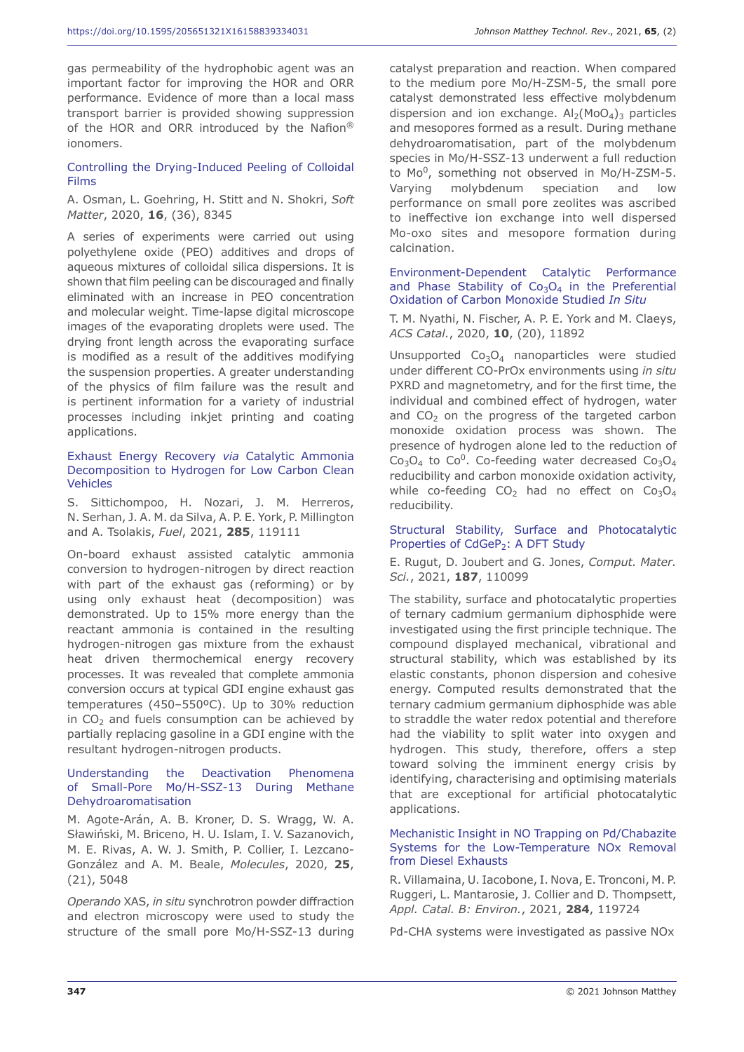gas permeability of the hydrophobic agent was an important factor for improving the HOR and ORR performance. Evidence of more than a local mass transport barrier is provided showing suppression of the HOR and ORR introduced by the Nafion® ionomers.

### Controlling the Drying-Induced Peeling of Colloidal Films

A. Osman, L. Goehring, H. Stitt and N. Shokri, *Soft Matter*, 2020, **16**, (36), 8345

A series of experiments were carried out using polyethylene oxide (PEO) additives and drops of aqueous mixtures of colloidal silica dispersions. It is shown that film peeling can be discouraged and finally eliminated with an increase in PEO concentration and molecular weight. Time-lapse digital microscope images of the evaporating droplets were used. The drying front length across the evaporating surface is modified as a result of the additives modifying the suspension properties. A greater understanding of the physics of film failure was the result and is pertinent information for a variety of industrial processes including inkjet printing and coating applications.

### Exhaust Energy Recovery *via* Catalytic Ammonia Decomposition to Hydrogen for Low Carbon Clean Vehicles

S. Sittichompoo, H. Nozari, J. M. Herreros, N. Serhan, J. A. M. da Silva, A. P. E. York, P. Millington and A. Tsolakis, *Fuel*, 2021, **285**, 119111

On-board exhaust assisted catalytic ammonia conversion to hydrogen-nitrogen by direct reaction with part of the exhaust gas (reforming) or by using only exhaust heat (decomposition) was demonstrated. Up to 15% more energy than the reactant ammonia is contained in the resulting hydrogen-nitrogen gas mixture from the exhaust heat driven thermochemical energy recovery processes. It was revealed that complete ammonia conversion occurs at typical GDI engine exhaust gas temperatures (450–550ºC). Up to 30% reduction in $CO_2$ and fuels consumption can be achieved by partially replacing gasoline in a GDI engine with the resultant hydrogen-nitrogen products.

### Understanding the Deactivation Phenomena of Small-Pore Mo/H-SSZ-13 During Methane Dehydroaromatisation

M. Agote-Arán, A. B. Kroner, D. S. Wragg, W. A. Sławiński, M. Briceno, H. U. Islam, I. V. Sazanovich, M. E. Rivas, A. W. J. Smith, P. Collier, I. Lezcano-González and A. M. Beale, *Molecules*, 2020, **25**, (21), 5048

*Operando* XAS, *in situ* synchrotron powder diffraction and electron microscopy were used to study the structure of the small pore Mo/H-SSZ-13 during catalyst preparation and reaction. When compared to the medium pore Mo/H-ZSM-5, the small pore catalyst demonstrated less effective molybdenum dispersion and ion exchange. $Al_2(MoO_4)_3$ particles and mesopores formed as a result. During methane dehydroaromatisation, part of the molybdenum species in Mo/H-SSZ-13 underwent a full reduction to $Mo^0$, something not observed in Mo/H-ZSM-5. Varying molybdenum speciation and low performance on small pore zeolites was ascribed to ineffective ion exchange into well dispersed Mo-oxo sites and mesopore formation during calcination.

### Environment-Dependent Catalytic Performance and Phase Stability of $Co_3O_4$ in the Preferential Oxidation of Carbon Monoxide Studied *In Situ*

T. M. Nyathi, N. Fischer, A. P. E. York and M. Claeys, *ACS Catal.*, 2020, **10**, (20), 11892

Unsupported $Co_3O_4$ nanoparticles were studied under different CO-PrOx environments using *in situ* PXRD and magnetometry, and for the first time, the individual and combined effect of hydrogen, water and $CO_2$ on the progress of the targeted carbon monoxide oxidation process was shown. The presence of hydrogen alone led to the reduction of $Co_3O_4$ to $Co^0$. Co-feeding water decreased $Co_3O_4$ reducibility and carbon monoxide oxidation activity, while co-feeding $CO_2$ had no effect on $Co_3O_4$ reducibility.

### Structural Stability, Surface and Photocatalytic Properties of $CdGeP_2$: A DFT Study

E. Rugut, D. Joubert and G. Jones, *Comput. Mater. Sci.*, 2021, **187**, 110099

The stability, surface and photocatalytic properties of ternary cadmium germanium diphosphide were investigated using the first principle technique. The compound displayed mechanical, vibrational and structural stability, which was established by its elastic constants, phonon dispersion and cohesive energy. Computed results demonstrated that the ternary cadmium germanium diphosphide was able to straddle the water redox potential and therefore had the viability to split water into oxygen and hydrogen. This study, therefore, offers a step toward solving the imminent energy crisis by identifying, characterising and optimising materials that are exceptional for artificial photocatalytic applications.

### Mechanistic Insight in NO Trapping on Pd/Chabazite Systems for the Low-Temperature NOx Removal from Diesel Exhausts

R. Villamaina, U. Iacobone, I. Nova, E. Tronconi, M. P. Ruggeri, L. Mantarosie, J. Collier and D. Thompsett, *Appl. Catal. B: Environ.*, 2021, **284**, 119724

Pd-CHA systems were investigated as passive NOx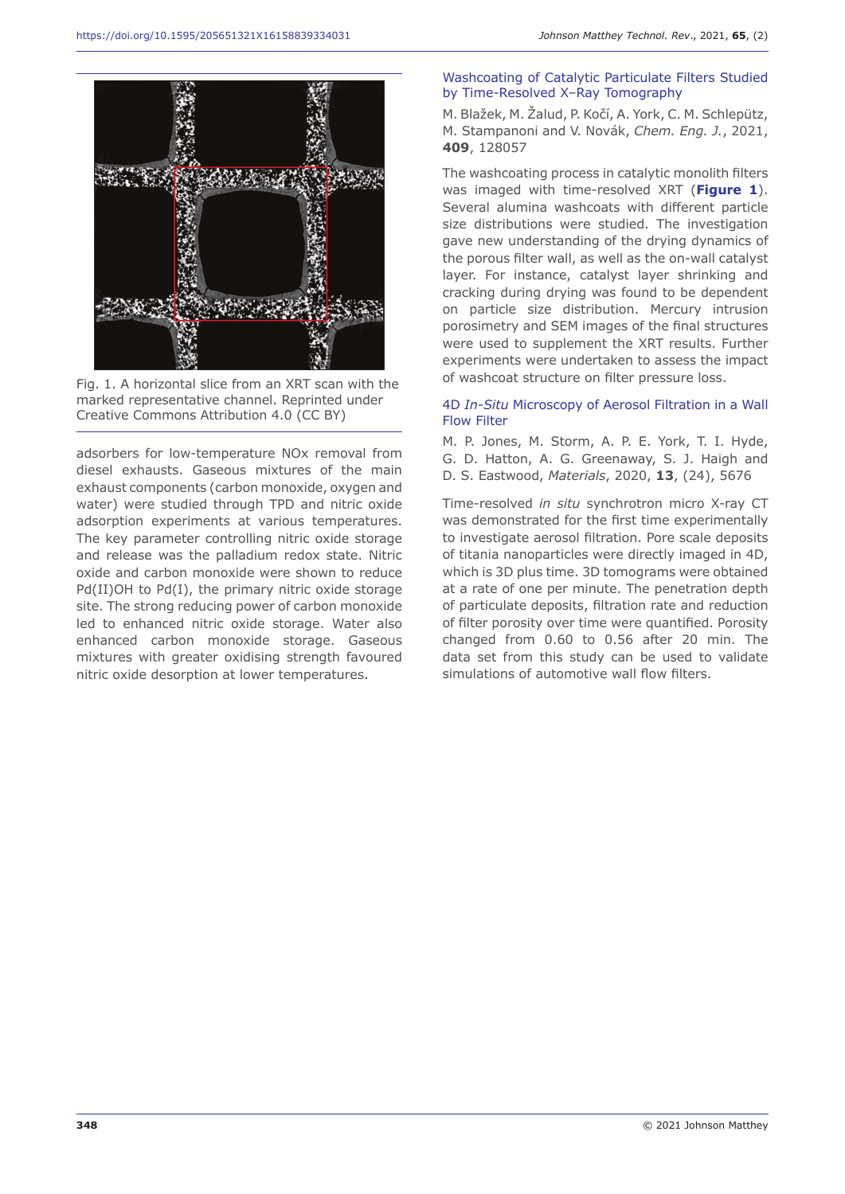Fig. 1. A horizontal slice from an XRT scan with the marked representative channel. Reprinted under Creative Commons Attribution 4.0 (CC BY)

adsorbers for low-temperature NOx removal from diesel exhausts. Gaseous mixtures of the main exhaust components (carbon monoxide, oxygen and water) were studied through TPD and nitric oxide adsorption experiments at various temperatures. The key parameter controlling nitric oxide storage and release was the palladium redox state. Nitric oxide and carbon monoxide were shown to reduce Pd(II)OH to Pd(I), the primary nitric oxide storage site. The strong reducing power of carbon monoxide led to enhanced nitric oxide storage. Water also enhanced carbon monoxide storage. Gaseous mixtures with greater oxidising strength favoured nitric oxide desorption at lower temperatures.

### Washcoating of Catalytic Particulate Filters Studied by Time-Resolved X–Ray Tomography

M. Blažek, M. Žalud, P. Kočí, A. York, C. M. Schlepütz, M. Stampanoni and V. Novák, *Chem. Eng. J.*, 2021, **409**, 128057

The washcoating process in catalytic monolith filters was imaged with time-resolved XRT (**Figure 1**). Several alumina washcoats with different particle size distributions were studied. The investigation gave new understanding of the drying dynamics of the porous filter wall, as well as the on-wall catalyst layer. For instance, catalyst layer shrinking and cracking during drying was found to be dependent on particle size distribution. Mercury intrusion porosimetry and SEM images of the final structures were used to supplement the XRT results. Further experiments were undertaken to assess the impact of washcoat structure on filter pressure loss.

### 4D *In-Situ* Microscopy of Aerosol Filtration in a Wall Flow Filter

M. P. Jones, M. Storm, A. P. E. York, T. I. Hyde, G. D. Hatton, A. G. Greenaway, S. J. Haigh and D. S. Eastwood, *Materials*, 2020, **13**, (24), 5676

Time-resolved *in situ* synchrotron micro X-ray CT was demonstrated for the first time experimentally to investigate aerosol filtration. Pore scale deposits of titania nanoparticles were directly imaged in 4D, which is 3D plus time. 3D tomograms were obtained at a rate of one per minute. The penetration depth of particulate deposits, filtration rate and reduction of filter porosity over time were quantified. Porosity changed from 0.60 to 0.56 after 20 min. The data set from this study can be used to validate simulations of automotive wall flow filters.